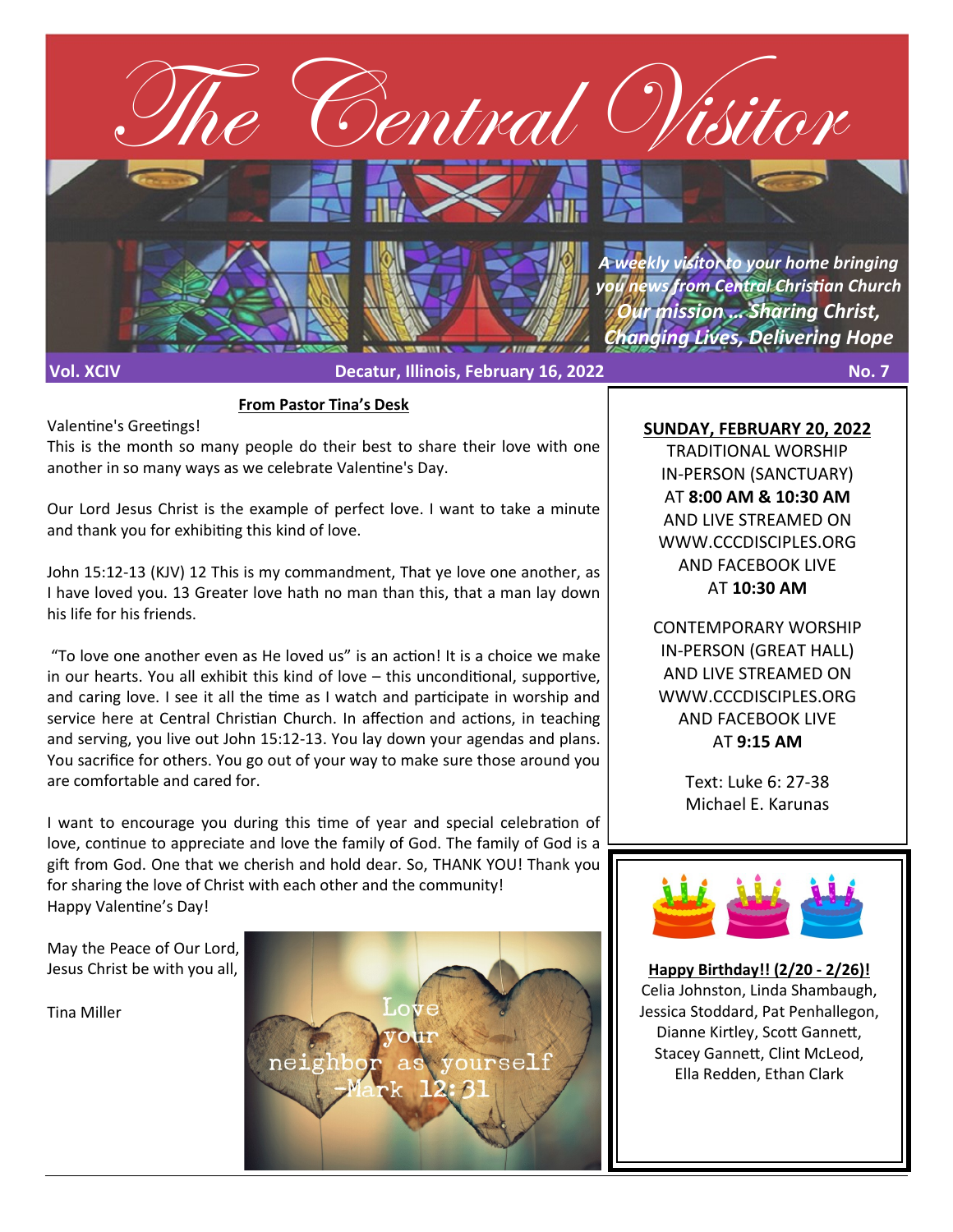# The Central Visitor

*A weekly visitor to your home bringing you news from Central Christian Church*

***Our mission ... Sharing Christ, Changing Lives, Delivering Hope***

**Vol. XCIV** | **Decatur, Illinois, February 16, 2022** | **No. 7**

## From Pastor Tina's Desk

Valentine's Greetings!

This is the month so many people do their best to share their love with one another in so many ways as we celebrate Valentine's Day.

Our Lord Jesus Christ is the example of perfect love. I want to take a minute and thank you for exhibiting this kind of love.

John 15:12-13 (KJV) 12 This is my commandment, That ye love one another, as I have loved you. 13 Greater love hath no man than this, that a man lay down his life for his friends.

"To love one another even as He loved us" is an action! It is a choice we make in our hearts. You all exhibit this kind of love – this unconditional, supportive, and caring love. I see it all the time as I watch and participate in worship and service here at Central Christian Church. In affection and actions, in teaching and serving, you live out John 15:12-13. You lay down your agendas and plans. You sacrifice for others. You go out of your way to make sure those around you are comfortable and cared for.

I want to encourage you during this time of year and special celebration of love, continue to appreciate and love the family of God. The family of God is a gift from God. One that we cherish and hold dear. So, THANK YOU! Thank you for sharing the love of Christ with each other and the community!

Happy Valentine's Day!

May the Peace of Our Lord, Jesus Christ be with you all,

Tina Miller

Love your neighbor as yourself -Mark 12:31

**SUNDAY, FEBRUARY 20, 2022**

TRADITIONAL WORSHIP
IN-PERSON (SANCTUARY)
AT **8:00 AM & 10:30 AM**
AND LIVE STREAMED ON
WWW.CCCDISCIPLES.ORG
AND FACEBOOK LIVE
AT **10:30 AM**

CONTEMPORARY WORSHIP
IN-PERSON (GREAT HALL)
AND LIVE STREAMED ON
WWW.CCCDISCIPLES.ORG
AND FACEBOOK LIVE
AT **9:15 AM**

Text: Luke 6: 27-38
Michael E. Karunas

**Happy Birthday!! (2/20 - 2/26)!**

Celia Johnston, Linda Shambaugh, Jessica Stoddard, Pat Penhallegon, Dianne Kirtley, Scott Gannett, Stacey Gannett, Clint McLeod, Ella Redden, Ethan Clark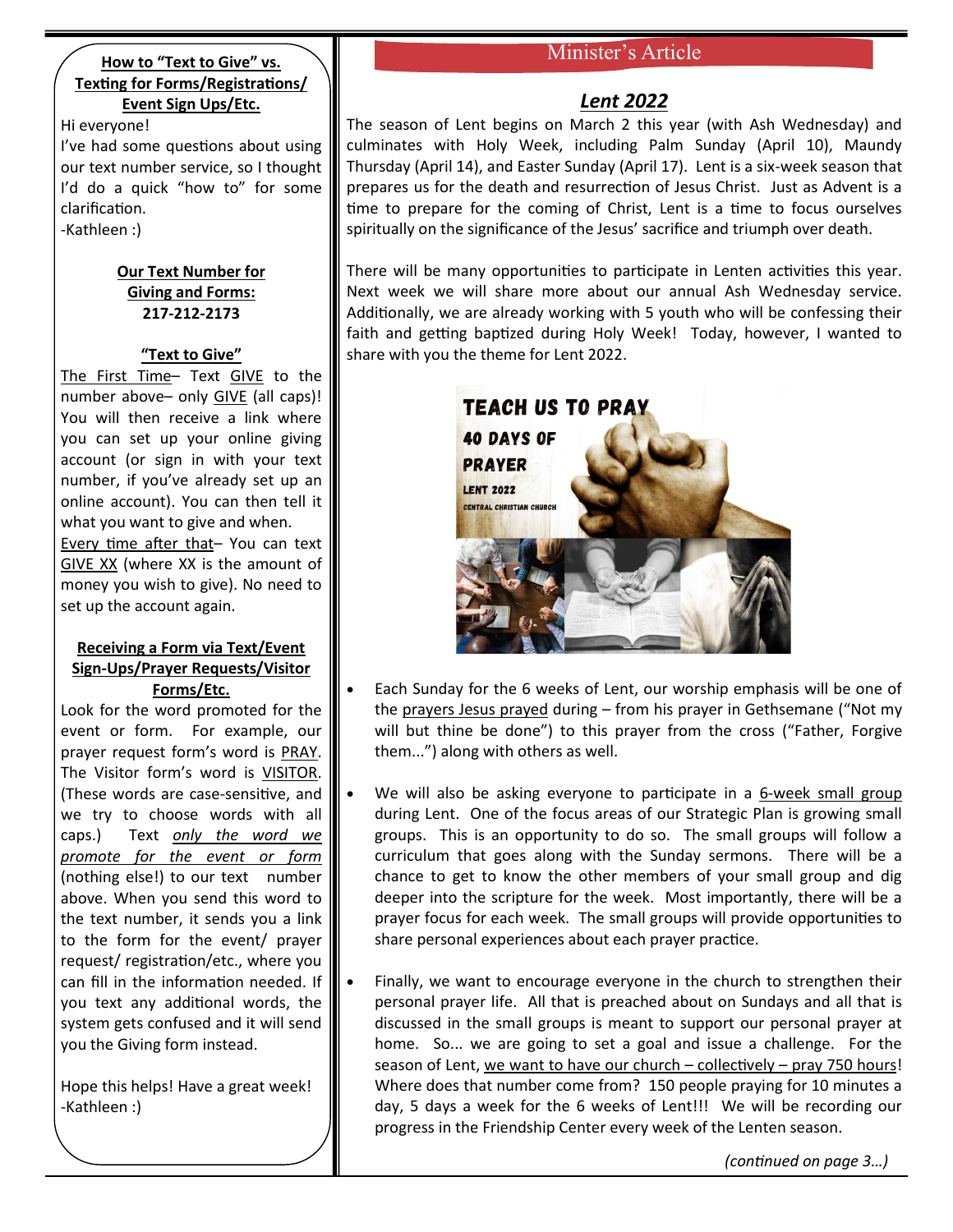## How to "Text to Give" vs. Texting for Forms/Registrations/ Event Sign Ups/Etc.

Hi everyone!

I've had some questions about using our text number service, so I thought I'd do a quick "how to" for some clarification.

-Kathleen :)

**Our Text Number for Giving and Forms:**
**217-212-2173**

**"Text to Give"**

The First Time– Text GIVE to the number above– only GIVE (all caps)! You will then receive a link where you can set up your online giving account (or sign in with your text number, if you've already set up an online account). You can then tell it what you want to give and when.

Every time after that– You can text GIVE XX (where XX is the amount of money you wish to give). No need to set up the account again.

**Receiving a Form via Text/Event Sign-Ups/Prayer Requests/Visitor Forms/Etc.**

Look for the word promoted for the event or form. For example, our prayer request form's word is PRAY. The Visitor form's word is VISITOR. (These words are case-sensitive, and we try to choose words with all caps.) Text *only the word we promote for the event or form* (nothing else!) to our text number above. When you send this word to the text number, it sends you a link to the form for the event/ prayer request/ registration/etc., where you can fill in the information needed. If you text any additional words, the system gets confused and it will send you the Giving form instead.

Hope this helps! Have a great week!
-Kathleen :)

## Minister's Article

### *Lent 2022*

The season of Lent begins on March 2 this year (with Ash Wednesday) and culminates with Holy Week, including Palm Sunday (April 10), Maundy Thursday (April 14), and Easter Sunday (April 17). Lent is a six-week season that prepares us for the death and resurrection of Jesus Christ. Just as Advent is a time to prepare for the coming of Christ, Lent is a time to focus ourselves spiritually on the significance of the Jesus' sacrifice and triumph over death.

There will be many opportunities to participate in Lenten activities this year. Next week we will share more about our annual Ash Wednesday service. Additionally, we are already working with 5 youth who will be confessing their faith and getting baptized during Holy Week! Today, however, I wanted to share with you the theme for Lent 2022.

TEACH US TO PRAY
40 DAYS OF PRAYER
LENT 2022
CENTRAL CHRISTIAN CHURCH

- Each Sunday for the 6 weeks of Lent, our worship emphasis will be one of the prayers Jesus prayed during – from his prayer in Gethsemane ("Not my will but thine be done") to this prayer from the cross ("Father, Forgive them...") along with others as well.

- We will also be asking everyone to participate in a 6-week small group during Lent. One of the focus areas of our Strategic Plan is growing small groups. This is an opportunity to do so. The small groups will follow a curriculum that goes along with the Sunday sermons. There will be a chance to get to know the other members of your small group and dig deeper into the scripture for the week. Most importantly, there will be a prayer focus for each week. The small groups will provide opportunities to share personal experiences about each prayer practice.

- Finally, we want to encourage everyone in the church to strengthen their personal prayer life. All that is preached about on Sundays and all that is discussed in the small groups is meant to support our personal prayer at home. So... we are going to set a goal and issue a challenge. For the season of Lent, we want to have our church – collectively – pray 750 hours! Where does that number come from? 150 people praying for 10 minutes a day, 5 days a week for the 6 weeks of Lent!!! We will be recording our progress in the Friendship Center every week of the Lenten season.

*(continued on page 3…)*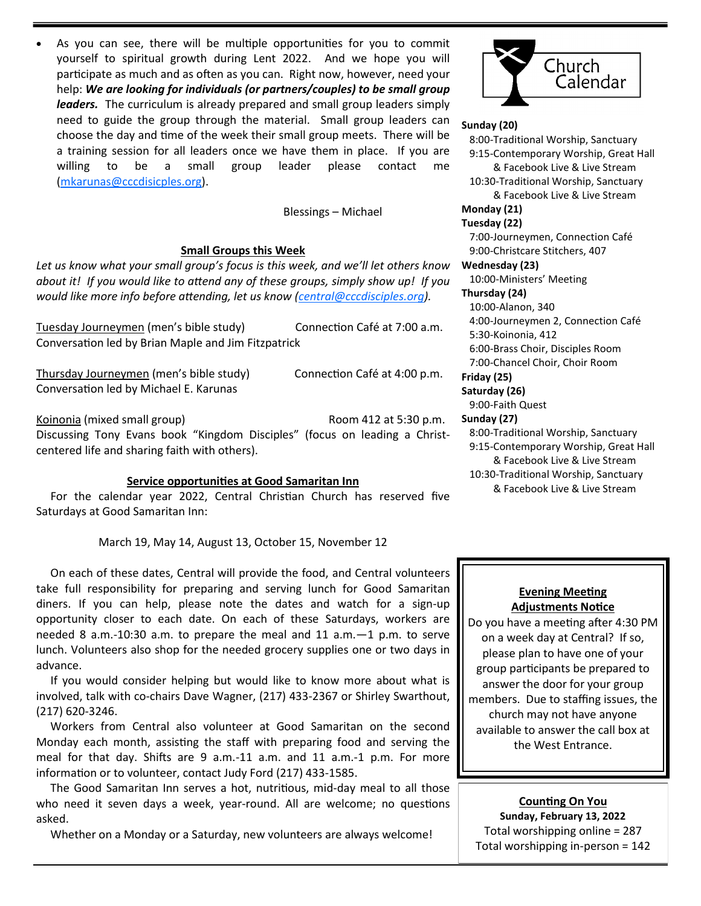- As you can see, there will be multiple opportunities for you to commit yourself to spiritual growth during Lent 2022. And we hope you will participate as much and as often as you can. Right now, however, need your help: ***We are looking for individuals (or partners/couples) to be small group leaders.*** The curriculum is already prepared and small group leaders simply need to guide the group through the material. Small group leaders can choose the day and time of the week their small group meets. There will be a training session for all leaders once we have them in place. If you are willing to be a small group leader please contact me (mkarunas@cccdisicples.org).

Blessings – Michael

## Small Groups this Week

*Let us know what your small group's focus is this week, and we'll let others know about it! If you would like to attend any of these groups, simply show up! If you would like more info before attending, let us know (central@cccdisciples.org).*

Tuesday Journeymen (men's bible study) — Connection Café at 7:00 a.m.
Conversation led by Brian Maple and Jim Fitzpatrick

Thursday Journeymen (men's bible study) — Connection Café at 4:00 p.m.
Conversation led by Michael E. Karunas

Koinonia (mixed small group) — Room 412 at 5:30 p.m.
Discussing Tony Evans book "Kingdom Disciples" (focus on leading a Christ-centered life and sharing faith with others).

## Service opportunities at Good Samaritan Inn

For the calendar year 2022, Central Christian Church has reserved five Saturdays at Good Samaritan Inn:

March 19, May 14, August 13, October 15, November 12

On each of these dates, Central will provide the food, and Central volunteers take full responsibility for preparing and serving lunch for Good Samaritan diners. If you can help, please note the dates and watch for a sign-up opportunity closer to each date. On each of these Saturdays, workers are needed 8 a.m.-10:30 a.m. to prepare the meal and 11 a.m.—1 p.m. to serve lunch. Volunteers also shop for the needed grocery supplies one or two days in advance.

If you would consider helping but would like to know more about what is involved, talk with co-chairs Dave Wagner, (217) 433-2367 or Shirley Swarthout, (217) 620-3246.

Workers from Central also volunteer at Good Samaritan on the second Monday each month, assisting the staff with preparing food and serving the meal for that day. Shifts are 9 a.m.-11 a.m. and 11 a.m.-1 p.m. For more information or to volunteer, contact Judy Ford (217) 433-1585.

The Good Samaritan Inn serves a hot, nutritious, mid-day meal to all those who need it seven days a week, year-round. All are welcome; no questions asked.

Whether on a Monday or a Saturday, new volunteers are always welcome!

## Church Calendar

**Sunday (20)**
8:00-Traditional Worship, Sanctuary
9:15-Contemporary Worship, Great Hall & Facebook Live & Live Stream
10:30-Traditional Worship, Sanctuary & Facebook Live & Live Stream

**Monday (21)**

**Tuesday (22)**
7:00-Journeymen, Connection Café
9:00-Christcare Stitchers, 407

**Wednesday (23)**
10:00-Ministers' Meeting

**Thursday (24)**
10:00-Alanon, 340
4:00-Journeymen 2, Connection Café
5:30-Koinonia, 412
6:00-Brass Choir, Disciples Room
7:00-Chancel Choir, Choir Room

**Friday (25)**

**Saturday (26)**
9:00-Faith Quest

**Sunday (27)**
8:00-Traditional Worship, Sanctuary
9:15-Contemporary Worship, Great Hall & Facebook Live & Live Stream
10:30-Traditional Worship, Sanctuary & Facebook Live & Live Stream

## Evening Meeting Adjustments Notice

Do you have a meeting after 4:30 PM on a week day at Central? If so, please plan to have one of your group participants be prepared to answer the door for your group members. Due to staffing issues, the church may not have anyone available to answer the call box at the West Entrance.

## Counting On You

**Sunday, February 13, 2022**
Total worshipping online = 287
Total worshipping in-person = 142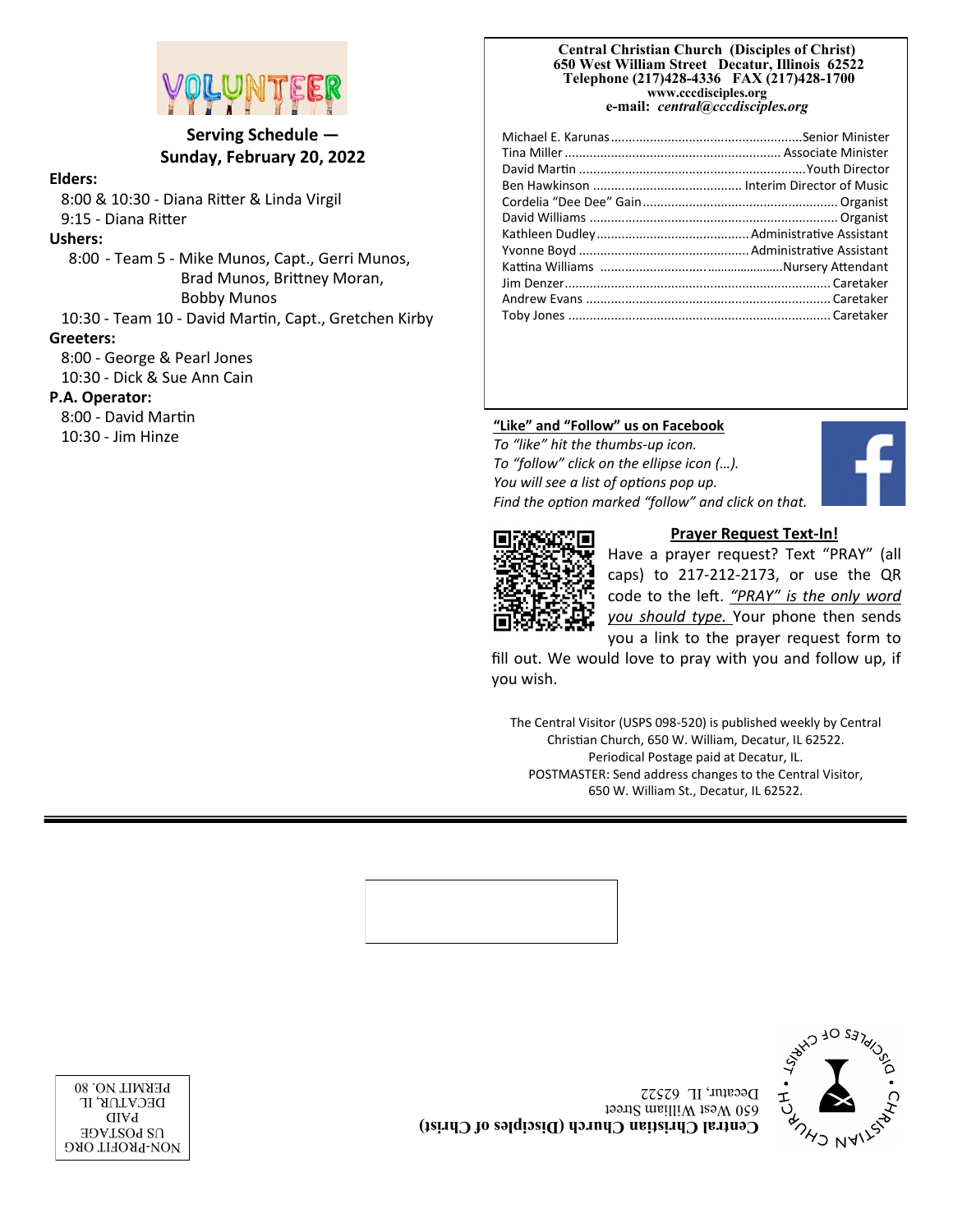VOLUNTEER

## Serving Schedule — Sunday, February 20, 2022

**Elders:**

8:00 & 10:30 - Diana Ritter & Linda Virgil
9:15 - Diana Ritter

**Ushers:**

8:00 - Team 5 - Mike Munos, Capt., Gerri Munos, Brad Munos, Brittney Moran, Bobby Munos
10:30 - Team 10 - David Martin, Capt., Gretchen Kirby

**Greeters:**

8:00 - George & Pearl Jones
10:30 - Dick & Sue Ann Cain

**P.A. Operator:**

8:00 - David Martin
10:30 - Jim Hinze

**Central Christian Church (Disciples of Christ)**
**650 West William Street Decatur, Illinois 62522**
**Telephone (217)428-4336 FAX (217)428-1700**
**www.cccdisciples.org**
**e-mail:** ***central@cccdisciples.org***

| | |
|---|---|
| Michael E. Karunas | Senior Minister |
| Tina Miller | Associate Minister |
| David Martin | Youth Director |
| Ben Hawkinson | Interim Director of Music |
| Cordelia "Dee Dee" Gain | Organist |
| David Williams | Organist |
| Kathleen Dudley | Administrative Assistant |
| Yvonne Boyd | Administrative Assistant |
| Kattina Williams | Nursery Attendant |
| Jim Denzer | Caretaker |
| Andrew Evans | Caretaker |
| Toby Jones | Caretaker |

**"Like" and "Follow" us on Facebook**

*To "like" hit the thumbs-up icon.*
*To "follow" click on the ellipse icon (…).*
*You will see a list of options pop up.*
*Find the option marked "follow" and click on that.*

**Prayer Request Text-In!**

Have a prayer request? Text "PRAY" (all caps) to 217-212-2173, or use the QR code to the left. *"PRAY" is the only word you should type.* Your phone then sends you a link to the prayer request form to fill out. We would love to pray with you and follow up, if you wish.

The Central Visitor (USPS 098-520) is published weekly by Central Christian Church, 650 W. William, Decatur, IL 62522.
Periodical Postage paid at Decatur, IL.
POSTMASTER: Send address changes to the Central Visitor, 650 W. William St., Decatur, IL 62522.

DISCIPLES OF CHRIST • CHRISTIAN CHURCH •

**Central Christian Church (Disciples of Christ)**
650 West William Street
Decatur, IL 62522

NON-PROFIT ORG
US POSTAGE
PAID
DECATUR, IL
PERMIT NO. 80